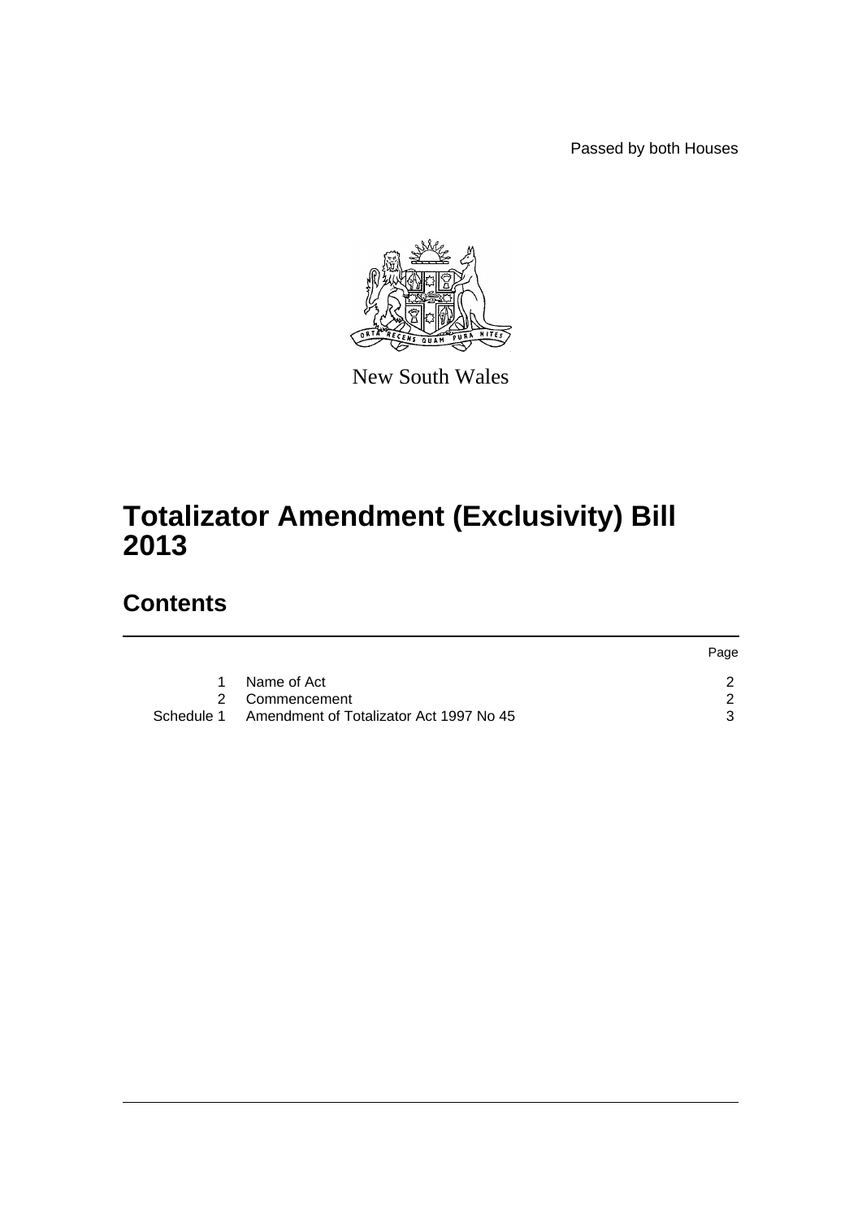Passed by both Houses

New South Wales

# Totalizator Amendment (Exclusivity) Bill 2013

## Contents

| | | Page |
|---|---|---|
| 1 | Name of Act | 2 |
| 2 | Commencement | 2 |
| Schedule 1 | Amendment of Totalizator Act 1997 No 45 | 3 |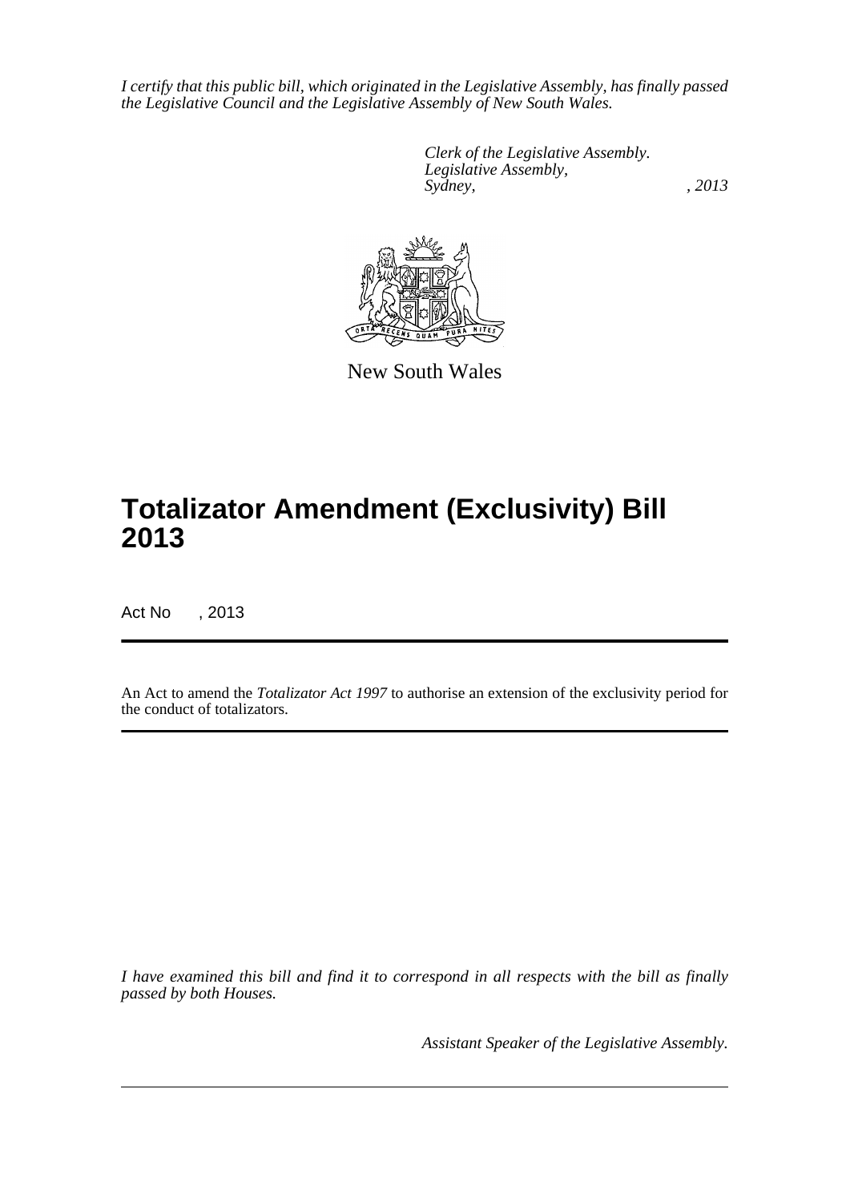*I certify that this public bill, which originated in the Legislative Assembly, has finally passed the Legislative Council and the Legislative Assembly of New South Wales.*

*Clerk of the Legislative Assembly.*
*Legislative Assembly,*
*Sydney, , 2013*

New South Wales

# Totalizator Amendment (Exclusivity) Bill 2013

Act No , 2013

An Act to amend the *Totalizator Act 1997* to authorise an extension of the exclusivity period for the conduct of totalizators.

*I have examined this bill and find it to correspond in all respects with the bill as finally passed by both Houses.*

*Assistant Speaker of the Legislative Assembly.*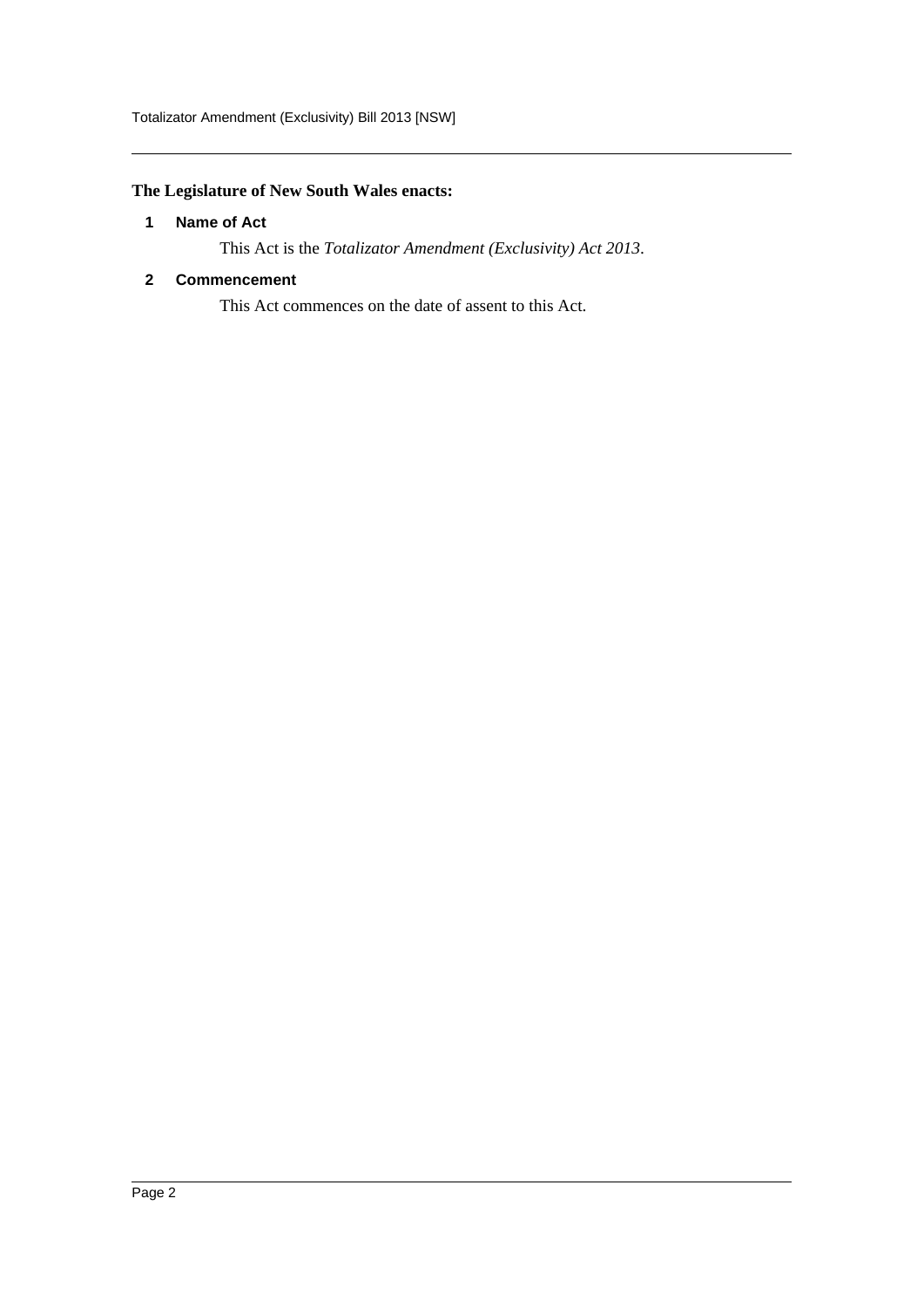**The Legislature of New South Wales enacts:**

## 1 Name of Act

This Act is the *Totalizator Amendment (Exclusivity) Act 2013*.

## 2 Commencement

This Act commences on the date of assent to this Act.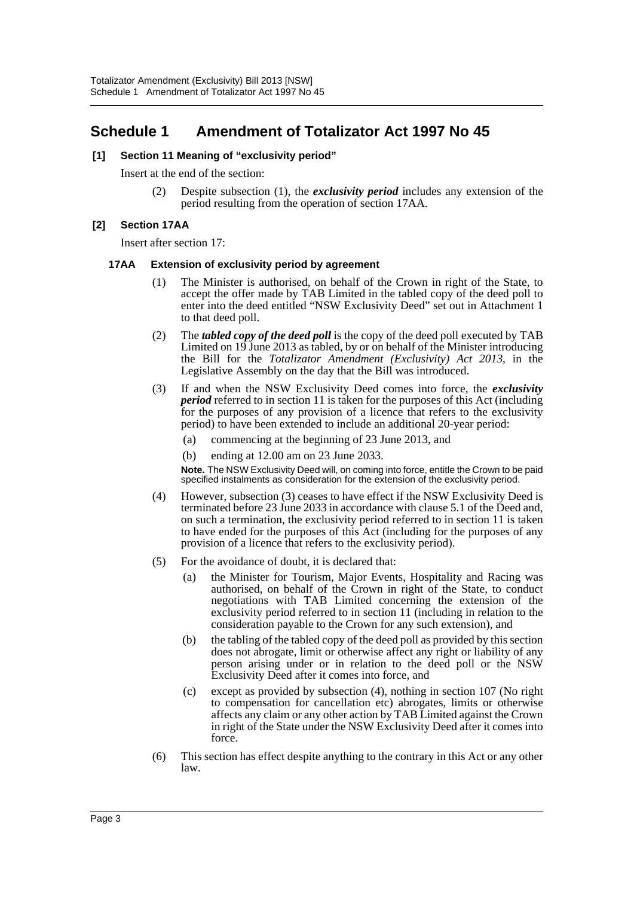# Schedule 1 Amendment of Totalizator Act 1997 No 45

**[1] Section 11 Meaning of "exclusivity period"**

Insert at the end of the section:

(2) Despite subsection (1), the ***exclusivity period*** includes any extension of the period resulting from the operation of section 17AA.

**[2] Section 17AA**

Insert after section 17:

**17AA Extension of exclusivity period by agreement**

(1) The Minister is authorised, on behalf of the Crown in right of the State, to accept the offer made by TAB Limited in the tabled copy of the deed poll to enter into the deed entitled "NSW Exclusivity Deed" set out in Attachment 1 to that deed poll.

(2) The ***tabled copy of the deed poll*** is the copy of the deed poll executed by TAB Limited on 19 June 2013 as tabled, by or on behalf of the Minister introducing the Bill for the *Totalizator Amendment (Exclusivity) Act 2013*, in the Legislative Assembly on the day that the Bill was introduced.

(3) If and when the NSW Exclusivity Deed comes into force, the ***exclusivity period*** referred to in section 11 is taken for the purposes of this Act (including for the purposes of any provision of a licence that refers to the exclusivity period) to have been extended to include an additional 20-year period:

(a) commencing at the beginning of 23 June 2013, and

(b) ending at 12.00 am on 23 June 2033.

**Note.** The NSW Exclusivity Deed will, on coming into force, entitle the Crown to be paid specified instalments as consideration for the extension of the exclusivity period.

(4) However, subsection (3) ceases to have effect if the NSW Exclusivity Deed is terminated before 23 June 2033 in accordance with clause 5.1 of the Deed and, on such a termination, the exclusivity period referred to in section 11 is taken to have ended for the purposes of this Act (including for the purposes of any provision of a licence that refers to the exclusivity period).

(5) For the avoidance of doubt, it is declared that:

(a) the Minister for Tourism, Major Events, Hospitality and Racing was authorised, on behalf of the Crown in right of the State, to conduct negotiations with TAB Limited concerning the extension of the exclusivity period referred to in section 11 (including in relation to the consideration payable to the Crown for any such extension), and

(b) the tabling of the tabled copy of the deed poll as provided by this section does not abrogate, limit or otherwise affect any right or liability of any person arising under or in relation to the deed poll or the NSW Exclusivity Deed after it comes into force, and

(c) except as provided by subsection (4), nothing in section 107 (No right to compensation for cancellation etc) abrogates, limits or otherwise affects any claim or any other action by TAB Limited against the Crown in right of the State under the NSW Exclusivity Deed after it comes into force.

(6) This section has effect despite anything to the contrary in this Act or any other law.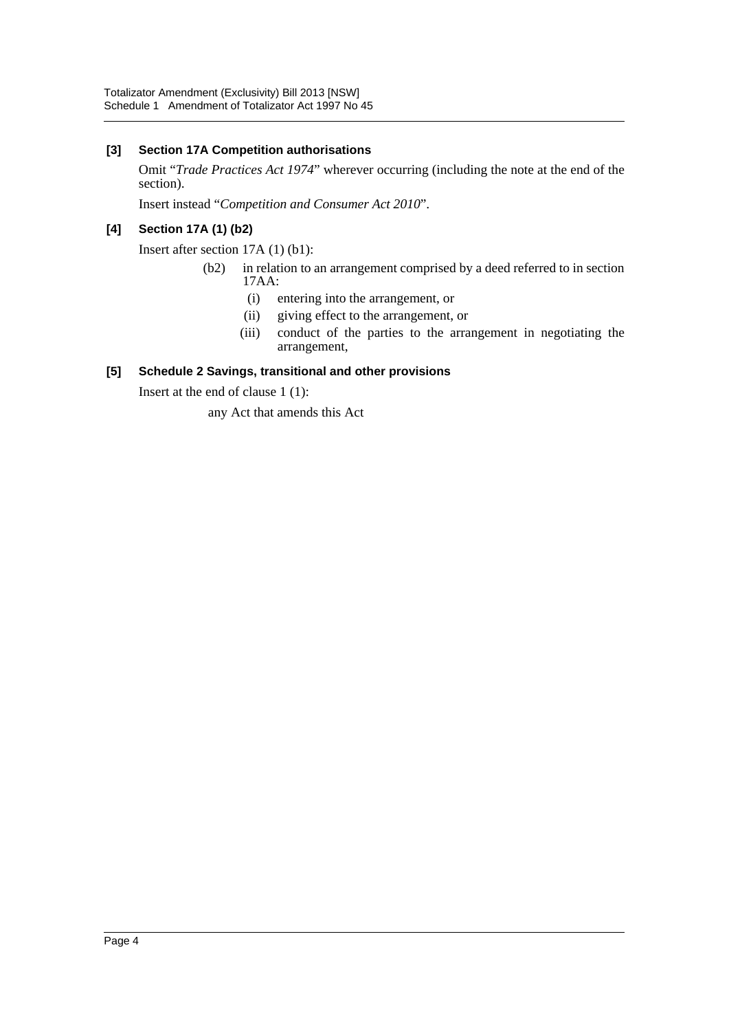### [3] Section 17A Competition authorisations

Omit "*Trade Practices Act 1974*" wherever occurring (including the note at the end of the section).

Insert instead "*Competition and Consumer Act 2010*".

### [4] Section 17A (1) (b2)

Insert after section 17A (1) (b1):

> (b2) in relation to an arrangement comprised by a deed referred to in section 17AA:
>
> (i) entering into the arrangement, or
>
> (ii) giving effect to the arrangement, or
>
> (iii) conduct of the parties to the arrangement in negotiating the arrangement,

### [5] Schedule 2 Savings, transitional and other provisions

Insert at the end of clause 1 (1):

> any Act that amends this Act